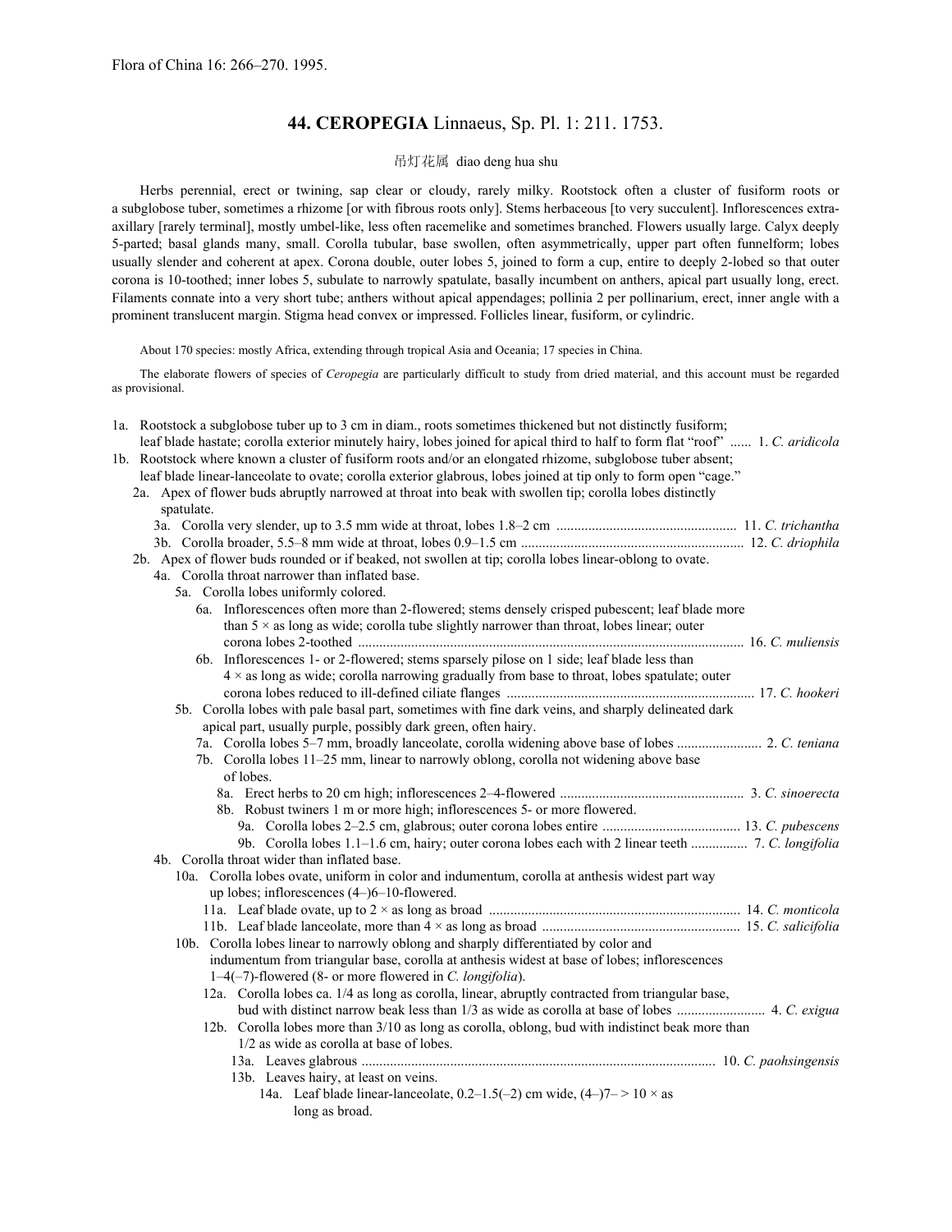Flora of China 16: 266–270. 1995.

# 44. CEROPEGIA Linnaeus, Sp. Pl. 1: 211. 1753.

吊灯花属 diao deng hua shu

Herbs perennial, erect or twining, sap clear or cloudy, rarely milky. Rootstock often a cluster of fusiform roots or a subglobose tuber, sometimes a rhizome [or with fibrous roots only]. Stems herbaceous [to very succulent]. Inflorescences extra-axillary [rarely terminal], mostly umbel-like, less often racemelike and sometimes branched. Flowers usually large. Calyx deeply 5-parted; basal glands many, small. Corolla tubular, base swollen, often asymmetrically, upper part often funnelform; lobes usually slender and coherent at apex. Corona double, outer lobes 5, joined to form a cup, entire to deeply 2-lobed so that outer corona is 10-toothed; inner lobes 5, subulate to narrowly spatulate, basally incumbent on anthers, apical part usually long, erect. Filaments connate into a very short tube; anthers without apical appendages; pollinia 2 per pollinarium, erect, inner angle with a prominent translucent margin. Stigma head convex or impressed. Follicles linear, fusiform, or cylindric.

About 170 species: mostly Africa, extending through tropical Asia and Oceania; 17 species in China.

The elaborate flowers of species of *Ceropegia* are particularly difficult to study from dried material, and this account must be regarded as provisional.

1a. Rootstock a subglobose tuber up to 3 cm in diam., roots sometimes thickened but not distinctly fusiform; leaf blade hastate; corolla exterior minutely hairy, lobes joined for apical third to half to form flat "roof" ...... 1. *C. aridicola*
1b. Rootstock where known a cluster of fusiform roots and/or an elongated rhizome, subglobose tuber absent; leaf blade linear-lanceolate to ovate; corolla exterior glabrous, lobes joined at tip only to form open "cage."
  2a. Apex of flower buds abruptly narrowed at throat into beak with swollen tip; corolla lobes distinctly spatulate.
    3a. Corolla very slender, up to 3.5 mm wide at throat, lobes 1.8–2 cm .................................................. 11. *C. trichantha*
    3b. Corolla broader, 5.5–8 mm wide at throat, lobes 0.9–1.5 cm .............................................................. 12. *C. driophila*
  2b. Apex of flower buds rounded or if beaked, not swollen at tip; corolla lobes linear-oblong to ovate.
    4a. Corolla throat narrower than inflated base.
      5a. Corolla lobes uniformly colored.
        6a. Inflorescences often more than 2-flowered; stems densely crisped pubescent; leaf blade more than 5 × as long as wide; corolla tube slightly narrower than throat, lobes linear; outer corona lobes 2-toothed ........................................................................................................... 16. *C. muliensis*
        6b. Inflorescences 1- or 2-flowered; stems sparsely pilose on 1 side; leaf blade less than 4 × as long as wide; corolla narrowing gradually from base to throat, lobes spatulate; outer corona lobes reduced to ill-defined ciliate flanges ..................................................................... 17. *C. hookeri*
      5b. Corolla lobes with pale basal part, sometimes with fine dark veins, and sharply delineated dark apical part, usually purple, possibly dark green, often hairy.
        7a. Corolla lobes 5–7 mm, broadly lanceolate, corolla widening above base of lobes ........................ 2. *C. teniana*
        7b. Corolla lobes 11–25 mm, linear to narrowly oblong, corolla not widening above base of lobes.
          8a. Erect herbs to 20 cm high; inflorescences 2–4-flowered ................................................... 3. *C. sinoerecta*
          8b. Robust twiners 1 m or more high; inflorescences 5- or more flowered.
            9a. Corolla lobes 2–2.5 cm, glabrous; outer corona lobes entire ...................................... 13. *C. pubescens*
            9b. Corolla lobes 1.1–1.6 cm, hairy; outer corona lobes each with 2 linear teeth ................ 7. *C. longifolia*
    4b. Corolla throat wider than inflated base.
      10a. Corolla lobes ovate, uniform in color and indumentum, corolla at anthesis widest part way up lobes; inflorescences (4–)6–10-flowered.
        11a. Leaf blade ovate, up to 2 × as long as broad ...................................................................... 14. *C. monticola*
        11b. Leaf blade lanceolate, more than 4 × as long as broad ....................................................... 15. *C. salicifolia*
      10b. Corolla lobes linear to narrowly oblong and sharply differentiated by color and indumentum from triangular base, corolla at anthesis widest at base of lobes; inflorescences 1–4(–7)-flowered (8- or more flowered in *C. longifolia*).
        12a. Corolla lobes ca. 1/4 as long as corolla, linear, abruptly contracted from triangular base, bud with distinct narrow beak less than 1/3 as wide as corolla at base of lobes ......................... 4. *C. exigua*
        12b. Corolla lobes more than 3/10 as long as corolla, oblong, bud with indistinct beak more than 1/2 as wide as corolla at base of lobes.
          13a. Leaves glabrous ................................................................................................... 10. *C. paohsingensis*
          13b. Leaves hairy, at least on veins.
            14a. Leaf blade linear-lanceolate, 0.2–1.5(–2) cm wide, (4–)7– > 10 × as long as broad.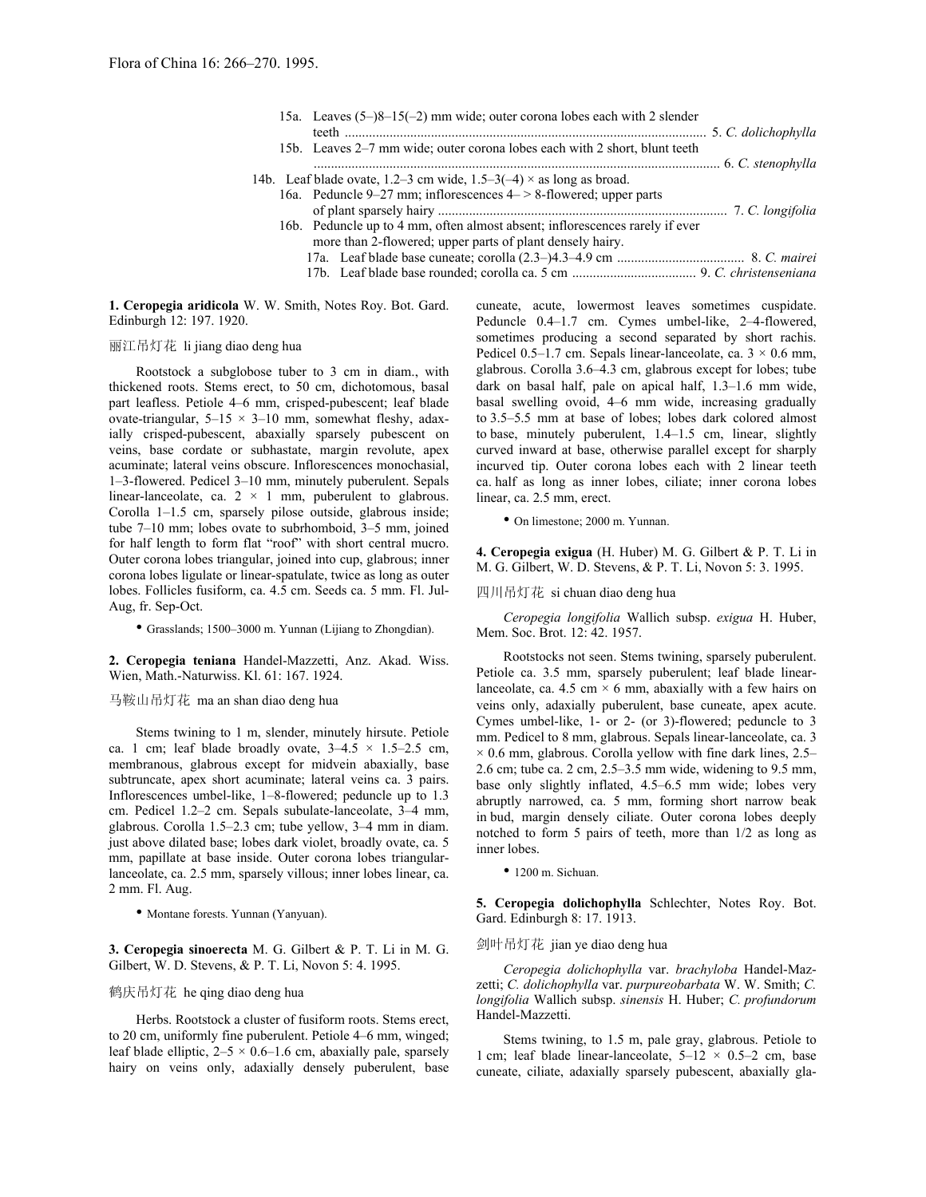15a. Leaves (5–)8–15(–2) mm wide; outer corona lobes each with 2 slender teeth ........................................................................................................ 5. *C. dolichophylla*

15b. Leaves 2–7 mm wide; outer corona lobes each with 2 short, blunt teeth ..................................................................................................................... 6. *C. stenophylla*

14b. Leaf blade ovate, 1.2–3 cm wide, 1.5–3(–4) × as long as broad.

16a. Peduncle 9–27 mm; inflorescences 4– > 8-flowered; upper parts of plant sparsely hairy .................................................................................... 7. *C. longifolia*

16b. Peduncle up to 4 mm, often almost absent; inflorescences rarely if ever more than 2-flowered; upper parts of plant densely hairy.

17a. Leaf blade base cuneate; corolla (2.3–)4.3–4.9 cm ..................................... 8. *C. mairei*

17b. Leaf blade base rounded; corolla ca. 5 cm .................................... 9. *C. christenseniana*

**1. Ceropegia aridicola** W. W. Smith, Notes Roy. Bot. Gard. Edinburgh 12: 197. 1920.

丽江吊灯花 li jiang diao deng hua

Rootstock a subglobose tuber to 3 cm in diam., with thickened roots. Stems erect, to 50 cm, dichotomous, basal part leafless. Petiole 4–6 mm, crisped-pubescent; leaf blade ovate-triangular, 5–15 × 3–10 mm, somewhat fleshy, adaxially crisped-pubescent, abaxially sparsely pubescent on veins, base cordate or subhastate, margin revolute, apex acuminate; lateral veins obscure. Inflorescences monochasial, 1–3-flowered. Pedicel 3–10 mm, minutely puberulent. Sepals linear-lanceolate, ca. 2 × 1 mm, puberulent to glabrous. Corolla 1–1.5 cm, sparsely pilose outside, glabrous inside; tube 7–10 mm; lobes ovate to subrhomboid, 3–5 mm, joined for half length to form flat "roof" with short central mucro. Outer corona lobes triangular, joined into cup, glabrous; inner corona lobes ligulate or linear-spatulate, twice as long as outer lobes. Follicles fusiform, ca. 4.5 cm. Seeds ca. 5 mm. Fl. Jul-Aug, fr. Sep-Oct.

- Grasslands; 1500–3000 m. Yunnan (Lijiang to Zhongdian).

**2. Ceropegia teniana** Handel-Mazzetti, Anz. Akad. Wiss. Wien, Math.-Naturwiss. Kl. 61: 167. 1924.

马鞍山吊灯花 ma an shan diao deng hua

Stems twining to 1 m, slender, minutely hirsute. Petiole ca. 1 cm; leaf blade broadly ovate, 3–4.5 × 1.5–2.5 cm, membranous, glabrous except for midvein abaxially, base subtruncate, apex short acuminate; lateral veins ca. 3 pairs. Inflorescences umbel-like, 1–8-flowered; peduncle up to 1.3 cm. Pedicel 1.2–2 cm. Sepals subulate-lanceolate, 3–4 mm, glabrous. Corolla 1.5–2.3 cm; tube yellow, 3–4 mm in diam. just above dilated base; lobes dark violet, broadly ovate, ca. 5 mm, papillate at base inside. Outer corona lobes triangular-lanceolate, ca. 2.5 mm, sparsely villous; inner lobes linear, ca. 2 mm. Fl. Aug.

- Montane forests. Yunnan (Yanyuan).

**3. Ceropegia sinoerecta** M. G. Gilbert & P. T. Li in M. G. Gilbert, W. D. Stevens, & P. T. Li, Novon 5: 4. 1995.

鹤庆吊灯花 he qing diao deng hua

Herbs. Rootstock a cluster of fusiform roots. Stems erect, to 20 cm, uniformly fine puberulent. Petiole 4–6 mm, winged; leaf blade elliptic, 2–5 × 0.6–1.6 cm, abaxially pale, sparsely hairy on veins only, adaxially densely puberulent, base cuneate, acute, lowermost leaves sometimes cuspidate. Peduncle 0.4–1.7 cm. Cymes umbel-like, 2–4-flowered, sometimes producing a second separated by short rachis. Pedicel 0.5–1.7 cm. Sepals linear-lanceolate, ca. 3 × 0.6 mm, glabrous. Corolla 3.6–4.3 cm, glabrous except for lobes; tube dark on basal half, pale on apical half, 1.3–1.6 mm wide, basal swelling ovoid, 4–6 mm wide, increasing gradually to 3.5–5.5 mm at base of lobes; lobes dark colored almost to base, minutely puberulent, 1.4–1.5 cm, linear, slightly curved inward at base, otherwise parallel except for sharply incurved tip. Outer corona lobes each with 2 linear teeth ca. half as long as inner lobes, ciliate; inner corona lobes linear, ca. 2.5 mm, erect.

- On limestone; 2000 m. Yunnan.

**4. Ceropegia exigua** (H. Huber) M. G. Gilbert & P. T. Li in M. G. Gilbert, W. D. Stevens, & P. T. Li, Novon 5: 3. 1995.

四川吊灯花 si chuan diao deng hua

*Ceropegia longifolia* Wallich subsp. *exigua* H. Huber, Mem. Soc. Brot. 12: 42. 1957.

Rootstocks not seen. Stems twining, sparsely puberulent. Petiole ca. 3.5 mm, sparsely puberulent; leaf blade linear-lanceolate, ca. 4.5 cm × 6 mm, abaxially with a few hairs on veins only, adaxially puberulent, base cuneate, apex acute. Cymes umbel-like, 1- or 2- (or 3)-flowered; peduncle to 3 mm. Pedicel to 8 mm, glabrous. Sepals linear-lanceolate, ca. 3 × 0.6 mm, glabrous. Corolla yellow with fine dark lines, 2.5–2.6 cm; tube ca. 2 cm, 2.5–3.5 mm wide, widening to 9.5 mm, base only slightly inflated, 4.5–6.5 mm wide; lobes very abruptly narrowed, ca. 5 mm, forming short narrow beak in bud, margin densely ciliate. Outer corona lobes deeply notched to form 5 pairs of teeth, more than 1/2 as long as inner lobes.

- 1200 m. Sichuan.

**5. Ceropegia dolichophylla** Schlechter, Notes Roy. Bot. Gard. Edinburgh 8: 17. 1913.

剑叶吊灯花 jian ye diao deng hua

*Ceropegia dolichophylla* var. *brachyloba* Handel-Mazzetti; *C. dolichophylla* var. *purpureobarbata* W. W. Smith; *C. longifolia* Wallich subsp. *sinensis* H. Huber; *C. profundorum* Handel-Mazzetti.

Stems twining, to 1.5 m, pale gray, glabrous. Petiole to 1 cm; leaf blade linear-lanceolate, 5–12 × 0.5–2 cm, base cuneate, ciliate, adaxially sparsely pubescent, abaxially gla-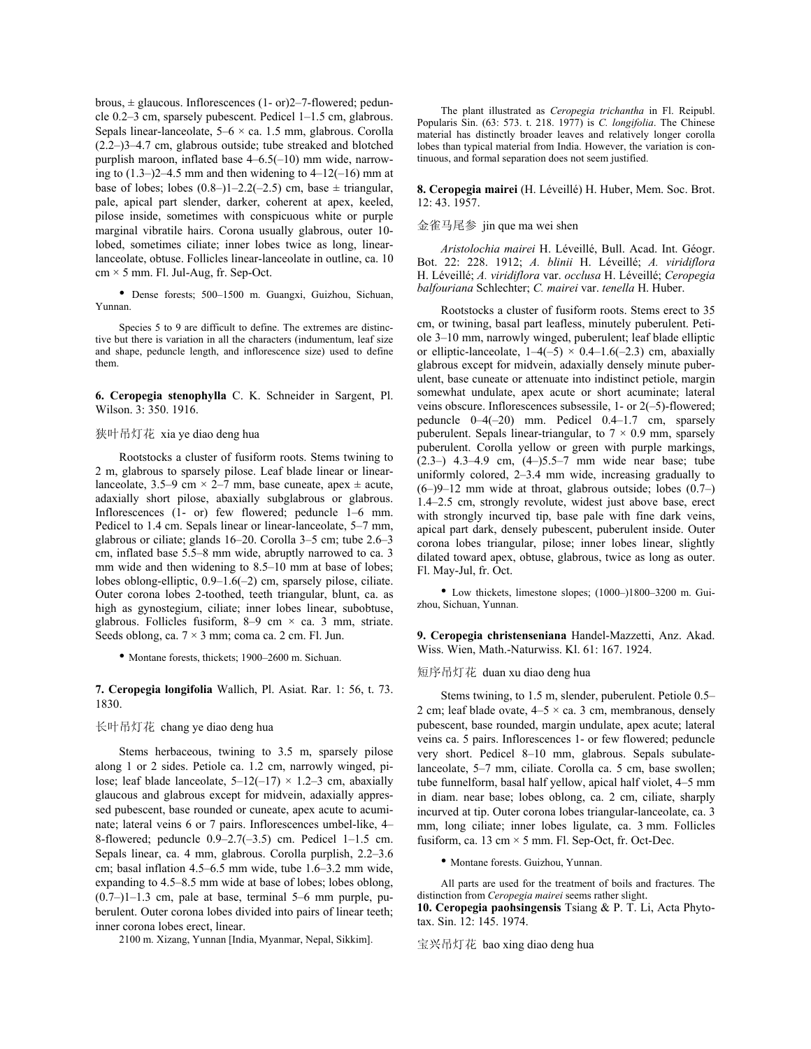brous, ± glaucous. Inflorescences (1- or)2–7-flowered; peduncle 0.2–3 cm, sparsely pubescent. Pedicel 1–1.5 cm, glabrous. Sepals linear-lanceolate, 5–6 × ca. 1.5 mm, glabrous. Corolla (2.2–)3–4.7 cm, glabrous outside; tube streaked and blotched purplish maroon, inflated base 4–6.5(–10) mm wide, narrowing to (1.3–)2–4.5 mm and then widening to 4–12(–16) mm at base of lobes; lobes (0.8–)1–2.2(–2.5) cm, base ± triangular, pale, apical part slender, darker, coherent at apex, keeled, pilose inside, sometimes with conspicuous white or purple marginal vibratile hairs. Corona usually glabrous, outer 10-lobed, sometimes ciliate; inner lobes twice as long, linear-lanceolate, obtuse. Follicles linear-lanceolate in outline, ca. 10 cm × 5 mm. Fl. Jul-Aug, fr. Sep-Oct.

• Dense forests; 500–1500 m. Guangxi, Guizhou, Sichuan, Yunnan.

Species 5 to 9 are difficult to define. The extremes are distinctive but there is variation in all the characters (indumentum, leaf size and shape, peduncle length, and inflorescence size) used to define them.

**6. Ceropegia stenophylla** C. K. Schneider in Sargent, Pl. Wilson. 3: 350. 1916.

狭叶吊灯花 xia ye diao deng hua

Rootstocks a cluster of fusiform roots. Stems twining to 2 m, glabrous to sparsely pilose. Leaf blade linear or linear-lanceolate, 3.5–9 cm × 2–7 mm, base cuneate, apex ± acute, adaxially short pilose, abaxially subglabrous or glabrous. Inflorescences (1- or) few flowered; peduncle 1–6 mm. Pedicel to 1.4 cm. Sepals linear or linear-lanceolate, 5–7 mm, glabrous or ciliate; glands 16–20. Corolla 3–5 cm; tube 2.6–3 cm, inflated base 5.5–8 mm wide, abruptly narrowed to ca. 3 mm wide and then widening to 8.5–10 mm at base of lobes; lobes oblong-elliptic, 0.9–1.6(–2) cm, sparsely pilose, ciliate. Outer corona lobes 2-toothed, teeth triangular, blunt, ca. as high as gynostegium, ciliate; inner lobes linear, subobtuse, glabrous. Follicles fusiform, 8–9 cm × ca. 3 mm, striate. Seeds oblong, ca. 7 × 3 mm; coma ca. 2 cm. Fl. Jun.

• Montane forests, thickets; 1900–2600 m. Sichuan.

**7. Ceropegia longifolia** Wallich, Pl. Asiat. Rar. 1: 56, t. 73. 1830.

长叶吊灯花 chang ye diao deng hua

Stems herbaceous, twining to 3.5 m, sparsely pilose along 1 or 2 sides. Petiole ca. 1.2 cm, narrowly winged, pilose; leaf blade lanceolate, 5–12(–17) × 1.2–3 cm, abaxially glaucous and glabrous except for midvein, adaxially appressed pubescent, base rounded or cuneate, apex acute to acuminate; lateral veins 6 or 7 pairs. Inflorescences umbel-like, 4–8-flowered; peduncle 0.9–2.7(–3.5) cm. Pedicel 1–1.5 cm. Sepals linear, ca. 4 mm, glabrous. Corolla purplish, 2.2–3.6 cm; basal inflation 4.5–6.5 mm wide, tube 1.6–3.2 mm wide, expanding to 4.5–8.5 mm wide at base of lobes; lobes oblong, (0.7–)1–1.3 cm, pale at base, terminal 5–6 mm purple, puberulent. Outer corona lobes divided into pairs of linear teeth; inner corona lobes erect, linear.

2100 m. Xizang, Yunnan [India, Myanmar, Nepal, Sikkim].

The plant illustrated as *Ceropegia trichantha* in Fl. Reipubl. Popularis Sin. (63: 573. t. 218. 1977) is *C. longifolia*. The Chinese material has distinctly broader leaves and relatively longer corolla lobes than typical material from India. However, the variation is continuous, and formal separation does not seem justified.

**8. Ceropegia mairei** (H. Léveillé) H. Huber, Mem. Soc. Brot. 12: 43. 1957.

金雀马尾参 jin que ma wei shen

*Aristolochia mairei* H. Léveillé, Bull. Acad. Int. Géogr. Bot. 22: 228. 1912; *A. blinii* H. Léveillé; *A. viridiflora* H. Léveillé; *A. viridiflora* var. *occlusa* H. Léveillé; *Ceropegia balfouriana* Schlechter; *C. mairei* var. *tenella* H. Huber.

Rootstocks a cluster of fusiform roots. Stems erect to 35 cm, or twining, basal part leafless, minutely puberulent. Petiole 3–10 mm, narrowly winged, puberulent; leaf blade elliptic or elliptic-lanceolate, 1–4(–5) × 0.4–1.6(–2.3) cm, abaxially glabrous except for midvein, adaxially densely minute puberulent, base cuneate or attenuate into indistinct petiole, margin somewhat undulate, apex acute or short acuminate; lateral veins obscure. Inflorescences subsessile, 1- or 2(–5)-flowered; peduncle 0–4(–20) mm. Pedicel 0.4–1.7 cm, sparsely puberulent. Sepals linear-triangular, to 7 × 0.9 mm, sparsely puberulent. Corolla yellow or green with purple markings, (2.3–) 4.3–4.9 cm, (4–)5.5–7 mm wide near base; tube uniformly colored, 2–3.4 mm wide, increasing gradually to (6–)9–12 mm wide at throat, glabrous outside; lobes (0.7–) 1.4–2.5 cm, strongly revolute, widest just above base, erect with strongly incurved tip, base pale with fine dark veins, apical part dark, densely pubescent, puberulent inside. Outer corona lobes triangular, pilose; inner lobes linear, slightly dilated toward apex, obtuse, glabrous, twice as long as outer. Fl. May-Jul, fr. Oct.

• Low thickets, limestone slopes; (1000–)1800–3200 m. Guizhou, Sichuan, Yunnan.

**9. Ceropegia christenseniana** Handel-Mazzetti, Anz. Akad. Wiss. Wien, Math.-Naturwiss. Kl. 61: 167. 1924.

短序吊灯花 duan xu diao deng hua

Stems twining, to 1.5 m, slender, puberulent. Petiole 0.5–2 cm; leaf blade ovate, 4–5 × ca. 3 cm, membranous, densely pubescent, base rounded, margin undulate, apex acute; lateral veins ca. 5 pairs. Inflorescences 1- or few flowered; peduncle very short. Pedicel 8–10 mm, glabrous. Sepals subulate-lanceolate, 5–7 mm, ciliate. Corolla ca. 5 cm, base swollen; tube funnelform, basal half yellow, apical half violet, 4–5 mm in diam. near base; lobes oblong, ca. 2 cm, ciliate, sharply incurved at tip. Outer corona lobes triangular-lanceolate, ca. 3 mm, long ciliate; inner lobes ligulate, ca. 3 mm. Follicles fusiform, ca. 13 cm × 5 mm. Fl. Sep-Oct, fr. Oct-Dec.

• Montane forests. Guizhou, Yunnan.

All parts are used for the treatment of boils and fractures. The distinction from *Ceropegia mairei* seems rather slight.

**10. Ceropegia paohsingensis** Tsiang & P. T. Li, Acta Phytotax. Sin. 12: 145. 1974.

宝兴吊灯花 bao xing diao deng hua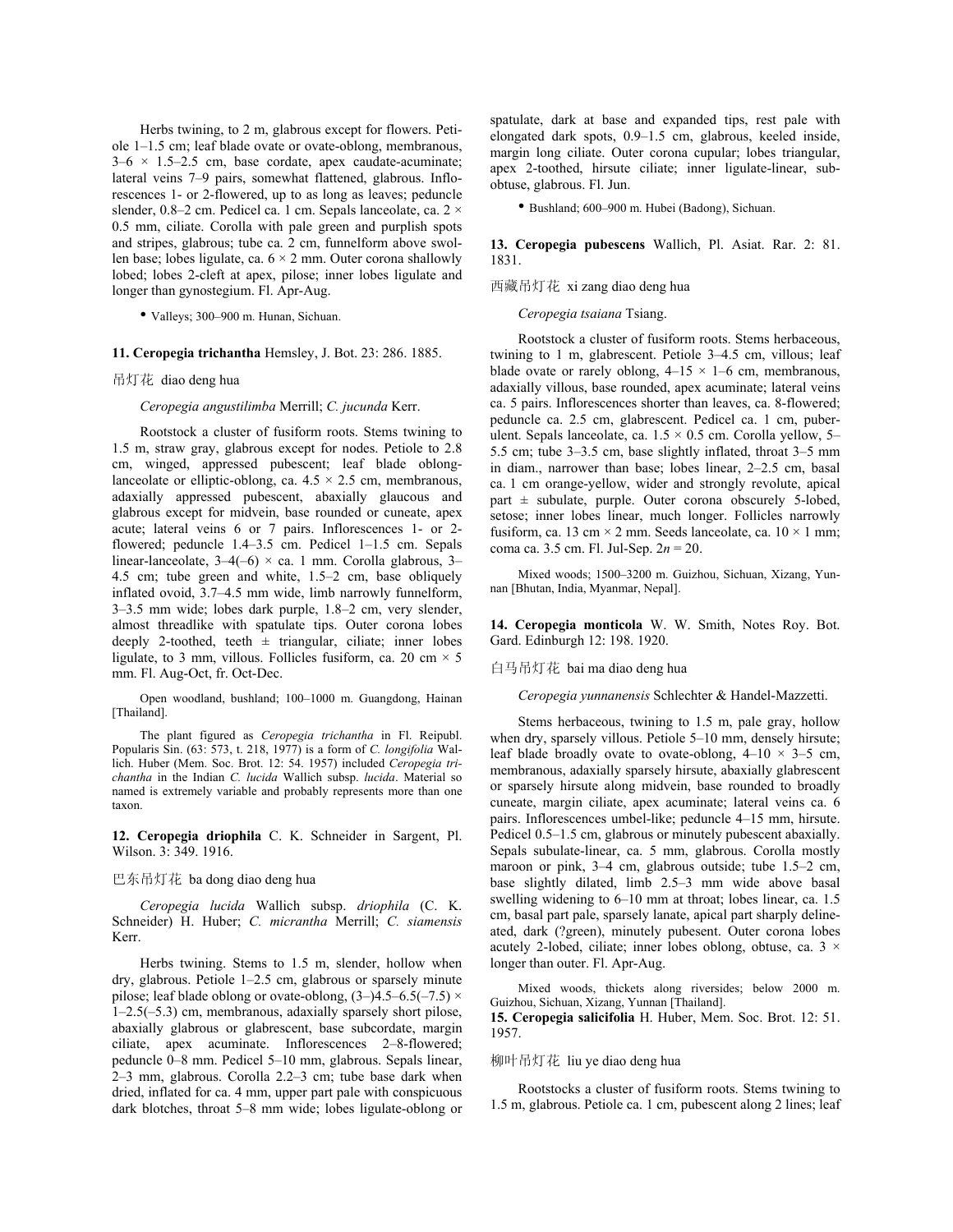Herbs twining, to 2 m, glabrous except for flowers. Petiole 1–1.5 cm; leaf blade ovate or ovate-oblong, membranous, 3–6 × 1.5–2.5 cm, base cordate, apex caudate-acuminate; lateral veins 7–9 pairs, somewhat flattened, glabrous. Inflorescences 1- or 2-flowered, up to as long as leaves; peduncle slender, 0.8–2 cm. Pedicel ca. 1 cm. Sepals lanceolate, ca. 2 × 0.5 mm, ciliate. Corolla with pale green and purplish spots and stripes, glabrous; tube ca. 2 cm, funnelform above swollen base; lobes ligulate, ca. 6 × 2 mm. Outer corona shallowly lobed; lobes 2-cleft at apex, pilose; inner lobes ligulate and longer than gynostegium. Fl. Apr-Aug.

- Valleys; 300–900 m. Hunan, Sichuan.

**11. Ceropegia trichantha** Hemsley, J. Bot. 23: 286. 1885.

吊灯花 diao deng hua

*Ceropegia angustilimba* Merrill; *C. jucunda* Kerr.

Rootstock a cluster of fusiform roots. Stems twining to 1.5 m, straw gray, glabrous except for nodes. Petiole to 2.8 cm, winged, appressed pubescent; leaf blade oblong-lanceolate or elliptic-oblong, ca. 4.5 × 2.5 cm, membranous, adaxially appressed pubescent, abaxially glaucous and glabrous except for midvein, base rounded or cuneate, apex acute; lateral veins 6 or 7 pairs. Inflorescences 1- or 2-flowered; peduncle 1.4–3.5 cm. Pedicel 1–1.5 cm. Sepals linear-lanceolate, 3–4(–6) × ca. 1 mm. Corolla glabrous, 3–4.5 cm; tube green and white, 1.5–2 cm, base obliquely inflated ovoid, 3.7–4.5 mm wide, limb narrowly funnelform, 3–3.5 mm wide; lobes dark purple, 1.8–2 cm, very slender, almost threadlike with spatulate tips. Outer corona lobes deeply 2-toothed, teeth ± triangular, ciliate; inner lobes ligulate, to 3 mm, villous. Follicles fusiform, ca. 20 cm × 5 mm. Fl. Aug-Oct, fr. Oct-Dec.

Open woodland, bushland; 100–1000 m. Guangdong, Hainan [Thailand].

The plant figured as *Ceropegia trichantha* in Fl. Reipubl. Popularis Sin. (63: 573, t. 218, 1977) is a form of *C. longifolia* Wallich. Huber (Mem. Soc. Brot. 12: 54. 1957) included *Ceropegia trichantha* in the Indian *C. lucida* Wallich subsp. *lucida*. Material so named is extremely variable and probably represents more than one taxon.

**12. Ceropegia driophila** C. K. Schneider in Sargent, Pl. Wilson. 3: 349. 1916.

巴东吊灯花 ba dong diao deng hua

*Ceropegia lucida* Wallich subsp. *driophila* (C. K. Schneider) H. Huber; *C. micrantha* Merrill; *C. siamensis* Kerr.

Herbs twining. Stems to 1.5 m, slender, hollow when dry, glabrous. Petiole 1–2.5 cm, glabrous or sparsely minute pilose; leaf blade oblong or ovate-oblong, (3–)4.5–6.5(–7.5) × 1–2.5(–5.3) cm, membranous, adaxially sparsely short pilose, abaxially glabrous or glabrescent, base subcordate, margin ciliate, apex acuminate. Inflorescences 2–8-flowered; peduncle 0–8 mm. Pedicel 5–10 mm, glabrous. Sepals linear, 2–3 mm, glabrous. Corolla 2.2–3 cm; tube base dark when dried, inflated for ca. 4 mm, upper part pale with conspicuous dark blotches, throat 5–8 mm wide; lobes ligulate-oblong or spatulate, dark at base and expanded tips, rest pale with elongated dark spots, 0.9–1.5 cm, glabrous, keeled inside, margin long ciliate. Outer corona cupular; lobes triangular, apex 2-toothed, hirsute ciliate; inner ligulate-linear, subobtuse, glabrous. Fl. Jun.

- Bushland; 600–900 m. Hubei (Badong), Sichuan.

**13. Ceropegia pubescens** Wallich, Pl. Asiat. Rar. 2: 81. 1831.

西藏吊灯花 xi zang diao deng hua

*Ceropegia tsaiana* Tsiang.

Rootstock a cluster of fusiform roots. Stems herbaceous, twining to 1 m, glabrescent. Petiole 3–4.5 cm, villous; leaf blade ovate or rarely oblong, 4–15 × 1–6 cm, membranous, adaxially villous, base rounded, apex acuminate; lateral veins ca. 5 pairs. Inflorescences shorter than leaves, ca. 8-flowered; peduncle ca. 2.5 cm, glabrescent. Pedicel ca. 1 cm, puberulent. Sepals lanceolate, ca. 1.5 × 0.5 cm. Corolla yellow, 5–5.5 cm; tube 3–3.5 cm, base slightly inflated, throat 3–5 mm in diam., narrower than base; lobes linear, 2–2.5 cm, basal ca. 1 cm orange-yellow, wider and strongly revolute, apical part ± subulate, purple. Outer corona obscurely 5-lobed, setose; inner lobes linear, much longer. Follicles narrowly fusiform, ca. 13 cm × 2 mm. Seeds lanceolate, ca. 10 × 1 mm; coma ca. 3.5 cm. Fl. Jul-Sep. $2n = 20$.

Mixed woods; 1500–3200 m. Guizhou, Sichuan, Xizang, Yunnan [Bhutan, India, Myanmar, Nepal].

**14. Ceropegia monticola** W. W. Smith, Notes Roy. Bot. Gard. Edinburgh 12: 198. 1920.

白马吊灯花 bai ma diao deng hua

*Ceropegia yunnanensis* Schlechter & Handel-Mazzetti.

Stems herbaceous, twining to 1.5 m, pale gray, hollow when dry, sparsely villous. Petiole 5–10 mm, densely hirsute; leaf blade broadly ovate to ovate-oblong, 4–10 × 3–5 cm, membranous, adaxially sparsely hirsute, abaxially glabrescent or sparsely hirsute along midvein, base rounded to broadly cuneate, margin ciliate, apex acuminate; lateral veins ca. 6 pairs. Inflorescences umbel-like; peduncle 4–15 mm, hirsute. Pedicel 0.5–1.5 cm, glabrous or minutely pubescent abaxially. Sepals subulate-linear, ca. 5 mm, glabrous. Corolla mostly maroon or pink, 3–4 cm, glabrous outside; tube 1.5–2 cm, base slightly dilated, limb 2.5–3 mm wide above basal swelling widening to 6–10 mm at throat; lobes linear, ca. 1.5 cm, basal part pale, sparsely lanate, apical part sharply delineated, dark (?green), minutely pubesent. Outer corona lobes acutely 2-lobed, ciliate; inner lobes oblong, obtuse, ca. 3 × longer than outer. Fl. Apr-Aug.

Mixed woods, thickets along riversides; below 2000 m. Guizhou, Sichuan, Xizang, Yunnan [Thailand].

**15. Ceropegia salicifolia** H. Huber, Mem. Soc. Brot. 12: 51. 1957.

柳叶吊灯花 liu ye diao deng hua

Rootstocks a cluster of fusiform roots. Stems twining to 1.5 m, glabrous. Petiole ca. 1 cm, pubescent along 2 lines; leaf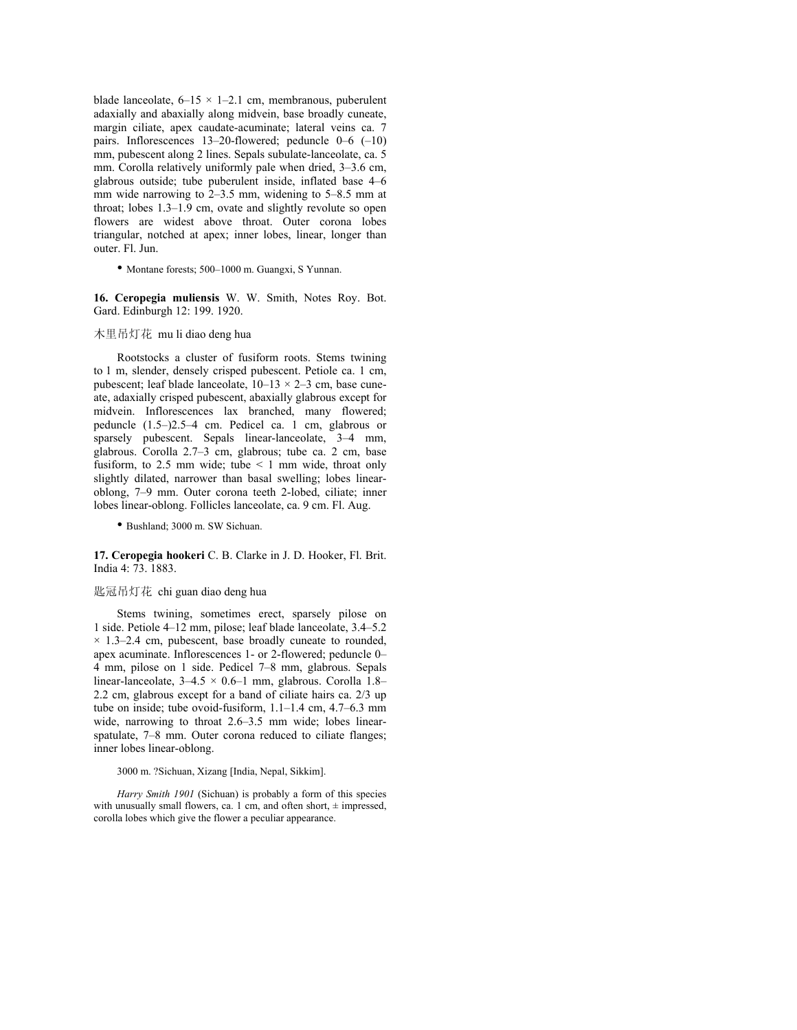blade lanceolate, 6–15 × 1–2.1 cm, membranous, puberulent adaxially and abaxially along midvein, base broadly cuneate, margin ciliate, apex caudate-acuminate; lateral veins ca. 7 pairs. Inflorescences 13–20-flowered; peduncle 0–6 (–10) mm, pubescent along 2 lines. Sepals subulate-lanceolate, ca. 5 mm. Corolla relatively uniformly pale when dried, 3–3.6 cm, glabrous outside; tube puberulent inside, inflated base 4–6 mm wide narrowing to 2–3.5 mm, widening to 5–8.5 mm at throat; lobes 1.3–1.9 cm, ovate and slightly revolute so open flowers are widest above throat. Outer corona lobes triangular, notched at apex; inner lobes, linear, longer than outer. Fl. Jun.

- Montane forests; 500–1000 m. Guangxi, S Yunnan.

**16. Ceropegia muliensis** W. W. Smith, Notes Roy. Bot. Gard. Edinburgh 12: 199. 1920.

木里吊灯花 mu li diao deng hua

Rootstocks a cluster of fusiform roots. Stems twining to 1 m, slender, densely crisped pubescent. Petiole ca. 1 cm, pubescent; leaf blade lanceolate, 10–13 × 2–3 cm, base cuneate, adaxially crisped pubescent, abaxially glabrous except for midvein. Inflorescences lax branched, many flowered; peduncle (1.5–)2.5–4 cm. Pedicel ca. 1 cm, glabrous or sparsely pubescent. Sepals linear-lanceolate, 3–4 mm, glabrous. Corolla 2.7–3 cm, glabrous; tube ca. 2 cm, base fusiform, to 2.5 mm wide; tube < 1 mm wide, throat only slightly dilated, narrower than basal swelling; lobes linear-oblong, 7–9 mm. Outer corona teeth 2-lobed, ciliate; inner lobes linear-oblong. Follicles lanceolate, ca. 9 cm. Fl. Aug.

- Bushland; 3000 m. SW Sichuan.

**17. Ceropegia hookeri** C. B. Clarke in J. D. Hooker, Fl. Brit. India 4: 73. 1883.

匙冠吊灯花 chi guan diao deng hua

Stems twining, sometimes erect, sparsely pilose on 1 side. Petiole 4–12 mm, pilose; leaf blade lanceolate, 3.4–5.2 × 1.3–2.4 cm, pubescent, base broadly cuneate to rounded, apex acuminate. Inflorescences 1- or 2-flowered; peduncle 0–4 mm, pilose on 1 side. Pedicel 7–8 mm, glabrous. Sepals linear-lanceolate, 3–4.5 × 0.6–1 mm, glabrous. Corolla 1.8–2.2 cm, glabrous except for a band of ciliate hairs ca. 2/3 up tube on inside; tube ovoid-fusiform, 1.1–1.4 cm, 4.7–6.3 mm wide, narrowing to throat 2.6–3.5 mm wide; lobes linear-spatulate, 7–8 mm. Outer corona reduced to ciliate flanges; inner lobes linear-oblong.

3000 m. ?Sichuan, Xizang [India, Nepal, Sikkim].

*Harry Smith 1901* (Sichuan) is probably a form of this species with unusually small flowers, ca. 1 cm, and often short, ± impressed, corolla lobes which give the flower a peculiar appearance.